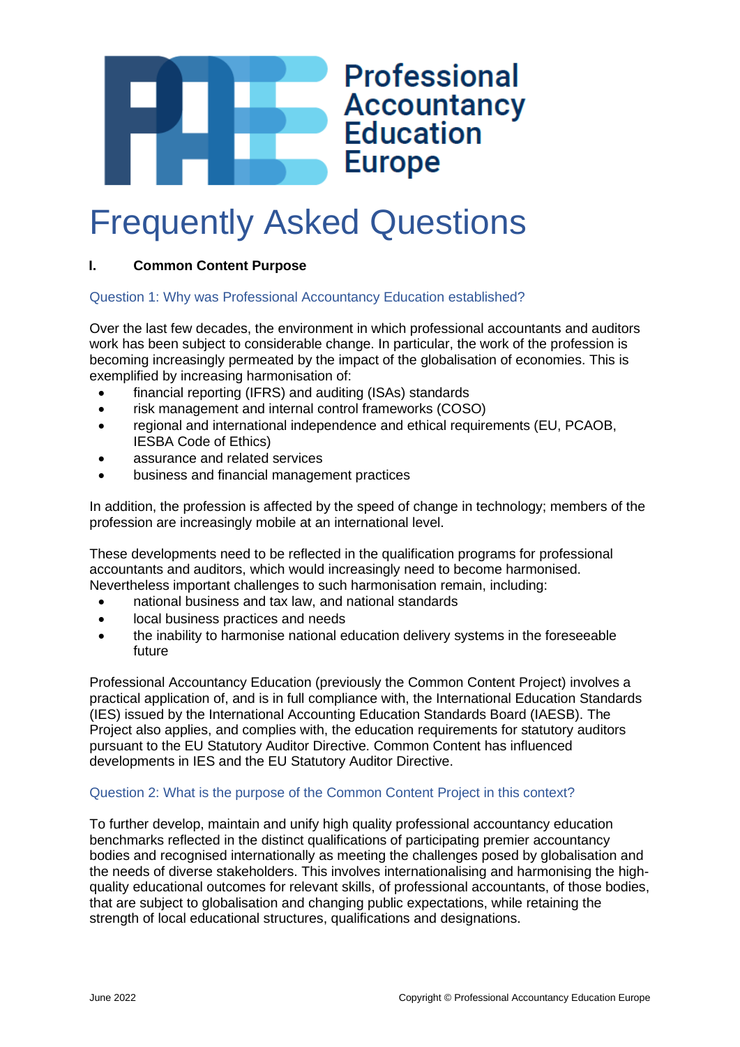Professional Accountancy Education Europe

# Frequently Asked Questions

## I. Common Content Purpose

### Question 1: Why was Professional Accountancy Education established?

Over the last few decades, the environment in which professional accountants and auditors work has been subject to considerable change. In particular, the work of the profession is becoming increasingly permeated by the impact of the globalisation of economies. This is exemplified by increasing harmonisation of:

- financial reporting (IFRS) and auditing (ISAs) standards
- risk management and internal control frameworks (COSO)
- regional and international independence and ethical requirements (EU, PCAOB, IESBA Code of Ethics)
- assurance and related services
- business and financial management practices

In addition, the profession is affected by the speed of change in technology; members of the profession are increasingly mobile at an international level.

These developments need to be reflected in the qualification programs for professional accountants and auditors, which would increasingly need to become harmonised. Nevertheless important challenges to such harmonisation remain, including:

- national business and tax law, and national standards
- local business practices and needs
- the inability to harmonise national education delivery systems in the foreseeable future

Professional Accountancy Education (previously the Common Content Project) involves a practical application of, and is in full compliance with, the International Education Standards (IES) issued by the International Accounting Education Standards Board (IAESB). The Project also applies, and complies with, the education requirements for statutory auditors pursuant to the EU Statutory Auditor Directive. Common Content has influenced developments in IES and the EU Statutory Auditor Directive.

### Question 2: What is the purpose of the Common Content Project in this context?

To further develop, maintain and unify high quality professional accountancy education benchmarks reflected in the distinct qualifications of participating premier accountancy bodies and recognised internationally as meeting the challenges posed by globalisation and the needs of diverse stakeholders. This involves internationalising and harmonising the high-quality educational outcomes for relevant skills, of professional accountants, of those bodies, that are subject to globalisation and changing public expectations, while retaining the strength of local educational structures, qualifications and designations.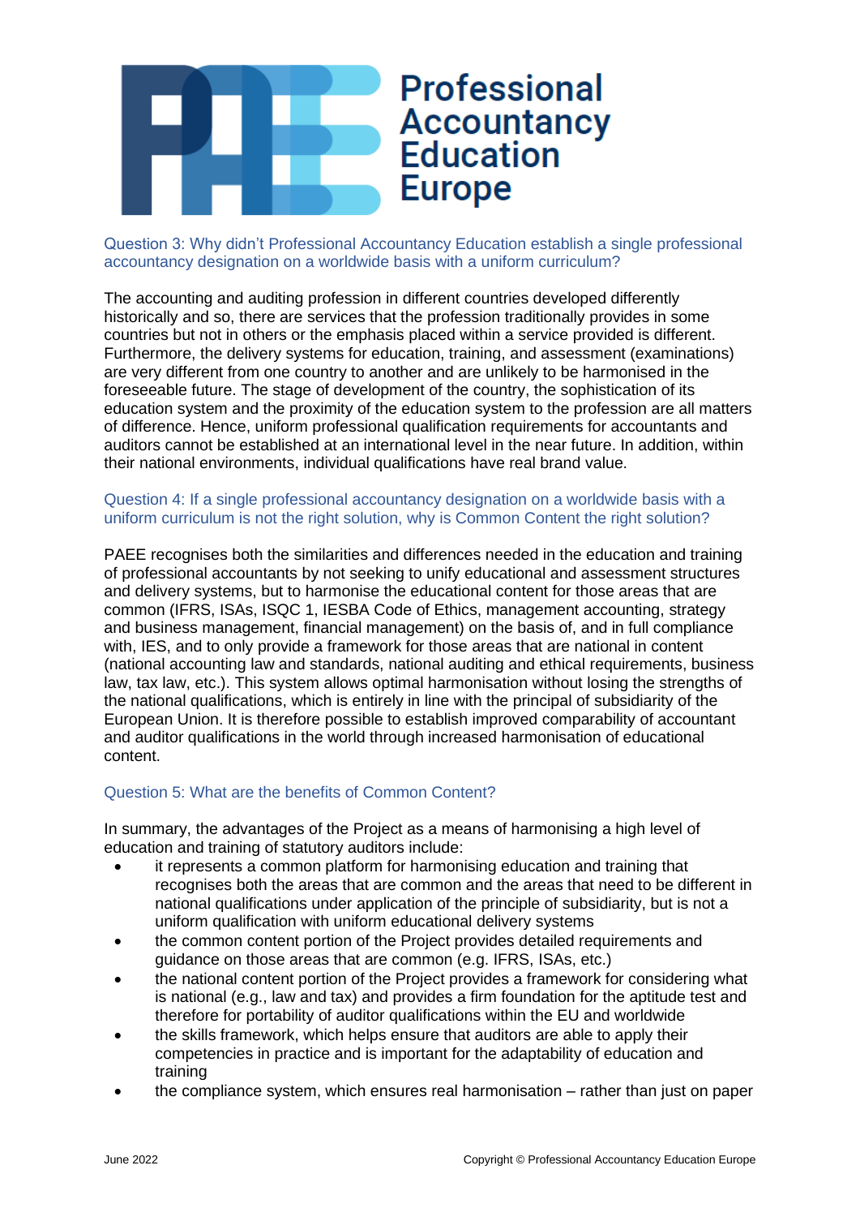### Question 3: Why didn't Professional Accountancy Education establish a single professional accountancy designation on a worldwide basis with a uniform curriculum?

The accounting and auditing profession in different countries developed differently historically and so, there are services that the profession traditionally provides in some countries but not in others or the emphasis placed within a service provided is different. Furthermore, the delivery systems for education, training, and assessment (examinations) are very different from one country to another and are unlikely to be harmonised in the foreseeable future. The stage of development of the country, the sophistication of its education system and the proximity of the education system to the profession are all matters of difference. Hence, uniform professional qualification requirements for accountants and auditors cannot be established at an international level in the near future. In addition, within their national environments, individual qualifications have real brand value.

### Question 4: If a single professional accountancy designation on a worldwide basis with a uniform curriculum is not the right solution, why is Common Content the right solution?

PAEE recognises both the similarities and differences needed in the education and training of professional accountants by not seeking to unify educational and assessment structures and delivery systems, but to harmonise the educational content for those areas that are common (IFRS, ISAs, ISQC 1, IESBA Code of Ethics, management accounting, strategy and business management, financial management) on the basis of, and in full compliance with, IES, and to only provide a framework for those areas that are national in content (national accounting law and standards, national auditing and ethical requirements, business law, tax law, etc.). This system allows optimal harmonisation without losing the strengths of the national qualifications, which is entirely in line with the principal of subsidiarity of the European Union. It is therefore possible to establish improved comparability of accountant and auditor qualifications in the world through increased harmonisation of educational content.

### Question 5: What are the benefits of Common Content?

In summary, the advantages of the Project as a means of harmonising a high level of education and training of statutory auditors include:

- it represents a common platform for harmonising education and training that recognises both the areas that are common and the areas that need to be different in national qualifications under application of the principle of subsidiarity, but is not a uniform qualification with uniform educational delivery systems
- the common content portion of the Project provides detailed requirements and guidance on those areas that are common (e.g. IFRS, ISAs, etc.)
- the national content portion of the Project provides a framework for considering what is national (e.g., law and tax) and provides a firm foundation for the aptitude test and therefore for portability of auditor qualifications within the EU and worldwide
- the skills framework, which helps ensure that auditors are able to apply their competencies in practice and is important for the adaptability of education and training
- the compliance system, which ensures real harmonisation – rather than just on paper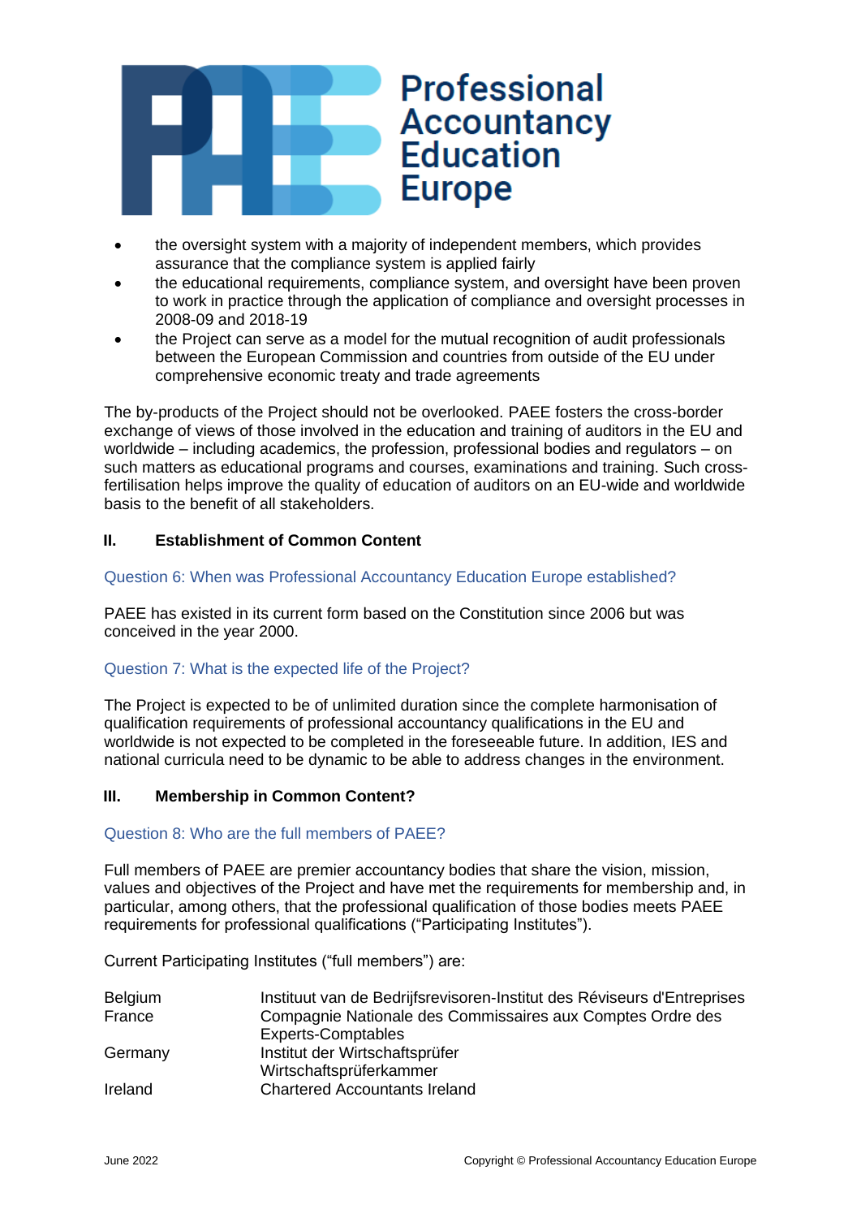- the oversight system with a majority of independent members, which provides assurance that the compliance system is applied fairly
- the educational requirements, compliance system, and oversight have been proven to work in practice through the application of compliance and oversight processes in 2008-09 and 2018-19
- the Project can serve as a model for the mutual recognition of audit professionals between the European Commission and countries from outside of the EU under comprehensive economic treaty and trade agreements

The by-products of the Project should not be overlooked. PAEE fosters the cross-border exchange of views of those involved in the education and training of auditors in the EU and worldwide – including academics, the profession, professional bodies and regulators – on such matters as educational programs and courses, examinations and training. Such cross-fertilisation helps improve the quality of education of auditors on an EU-wide and worldwide basis to the benefit of all stakeholders.

## II. Establishment of Common Content

### Question 6: When was Professional Accountancy Education Europe established?

PAEE has existed in its current form based on the Constitution since 2006 but was conceived in the year 2000.

### Question 7: What is the expected life of the Project?

The Project is expected to be of unlimited duration since the complete harmonisation of qualification requirements of professional accountancy qualifications in the EU and worldwide is not expected to be completed in the foreseeable future. In addition, IES and national curricula need to be dynamic to be able to address changes in the environment.

## III. Membership in Common Content?

### Question 8: Who are the full members of PAEE?

Full members of PAEE are premier accountancy bodies that share the vision, mission, values and objectives of the Project and have met the requirements for membership and, in particular, among others, that the professional qualification of those bodies meets PAEE requirements for professional qualifications ("Participating Institutes").

Current Participating Institutes ("full members") are:

| | |
|---|---|
| Belgium | Instituut van de Bedrijfsrevisoren-Institut des Réviseurs d'Entreprises |
| France | Compagnie Nationale des Commissaires aux Comptes Ordre des Experts-Comptables |
| Germany | Institut der Wirtschaftsprüfer<br>Wirtschaftsprüferkammer |
| Ireland | Chartered Accountants Ireland |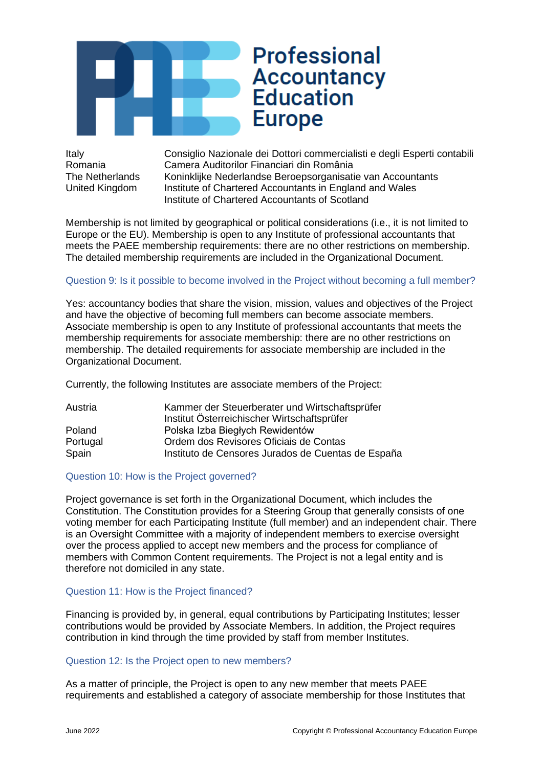| | |
|---|---|
| Italy | Consiglio Nazionale dei Dottori commercialisti e degli Esperti contabili |
| Romania | Camera Auditorilor Financiari din România |
| The Netherlands | Koninklijke Nederlandse Beroepsorganisatie van Accountants |
| United Kingdom | Institute of Chartered Accountants in England and Wales |
| | Institute of Chartered Accountants of Scotland |

Membership is not limited by geographical or political considerations (i.e., it is not limited to Europe or the EU). Membership is open to any Institute of professional accountants that meets the PAEE membership requirements: there are no other restrictions on membership. The detailed membership requirements are included in the Organizational Document.

### Question 9: Is it possible to become involved in the Project without becoming a full member?

Yes: accountancy bodies that share the vision, mission, values and objectives of the Project and have the objective of becoming full members can become associate members. Associate membership is open to any Institute of professional accountants that meets the membership requirements for associate membership: there are no other restrictions on membership. The detailed requirements for associate membership are included in the Organizational Document.

Currently, the following Institutes are associate members of the Project:

| | |
|---|---|
| Austria | Kammer der Steuerberater und Wirtschaftsprüfer |
| | Institut Österreichischer Wirtschaftsprüfer |
| Poland | Polska Izba Biegłych Rewidentów |
| Portugal | Ordem dos Revisores Oficiais de Contas |
| Spain | Instituto de Censores Jurados de Cuentas de España |

### Question 10: How is the Project governed?

Project governance is set forth in the Organizational Document, which includes the Constitution. The Constitution provides for a Steering Group that generally consists of one voting member for each Participating Institute (full member) and an independent chair. There is an Oversight Committee with a majority of independent members to exercise oversight over the process applied to accept new members and the process for compliance of members with Common Content requirements. The Project is not a legal entity and is therefore not domiciled in any state.

### Question 11: How is the Project financed?

Financing is provided by, in general, equal contributions by Participating Institutes; lesser contributions would be provided by Associate Members. In addition, the Project requires contribution in kind through the time provided by staff from member Institutes.

### Question 12: Is the Project open to new members?

As a matter of principle, the Project is open to any new member that meets PAEE requirements and established a category of associate membership for those Institutes that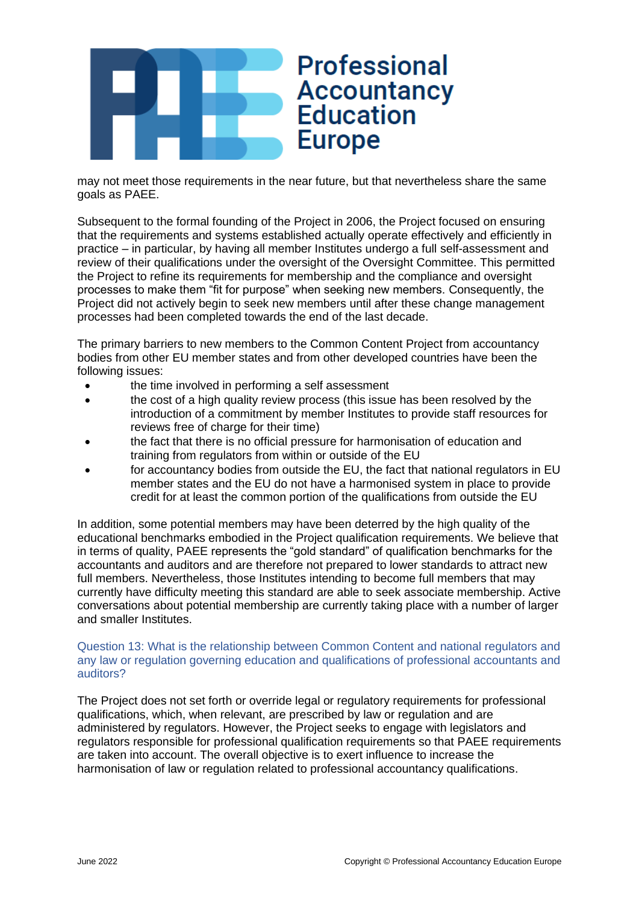may not meet those requirements in the near future, but that nevertheless share the same goals as PAEE.

Subsequent to the formal founding of the Project in 2006, the Project focused on ensuring that the requirements and systems established actually operate effectively and efficiently in practice – in particular, by having all member Institutes undergo a full self-assessment and review of their qualifications under the oversight of the Oversight Committee. This permitted the Project to refine its requirements for membership and the compliance and oversight processes to make them "fit for purpose" when seeking new members. Consequently, the Project did not actively begin to seek new members until after these change management processes had been completed towards the end of the last decade.

The primary barriers to new members to the Common Content Project from accountancy bodies from other EU member states and from other developed countries have been the following issues:

- the time involved in performing a self assessment
- the cost of a high quality review process (this issue has been resolved by the introduction of a commitment by member Institutes to provide staff resources for reviews free of charge for their time)
- the fact that there is no official pressure for harmonisation of education and training from regulators from within or outside of the EU
- for accountancy bodies from outside the EU, the fact that national regulators in EU member states and the EU do not have a harmonised system in place to provide credit for at least the common portion of the qualifications from outside the EU

In addition, some potential members may have been deterred by the high quality of the educational benchmarks embodied in the Project qualification requirements. We believe that in terms of quality, PAEE represents the "gold standard" of qualification benchmarks for the accountants and auditors and are therefore not prepared to lower standards to attract new full members. Nevertheless, those Institutes intending to become full members that may currently have difficulty meeting this standard are able to seek associate membership. Active conversations about potential membership are currently taking place with a number of larger and smaller Institutes.

### Question 13: What is the relationship between Common Content and national regulators and any law or regulation governing education and qualifications of professional accountants and auditors?

The Project does not set forth or override legal or regulatory requirements for professional qualifications, which, when relevant, are prescribed by law or regulation and are administered by regulators. However, the Project seeks to engage with legislators and regulators responsible for professional qualification requirements so that PAEE requirements are taken into account. The overall objective is to exert influence to increase the harmonisation of law or regulation related to professional accountancy qualifications.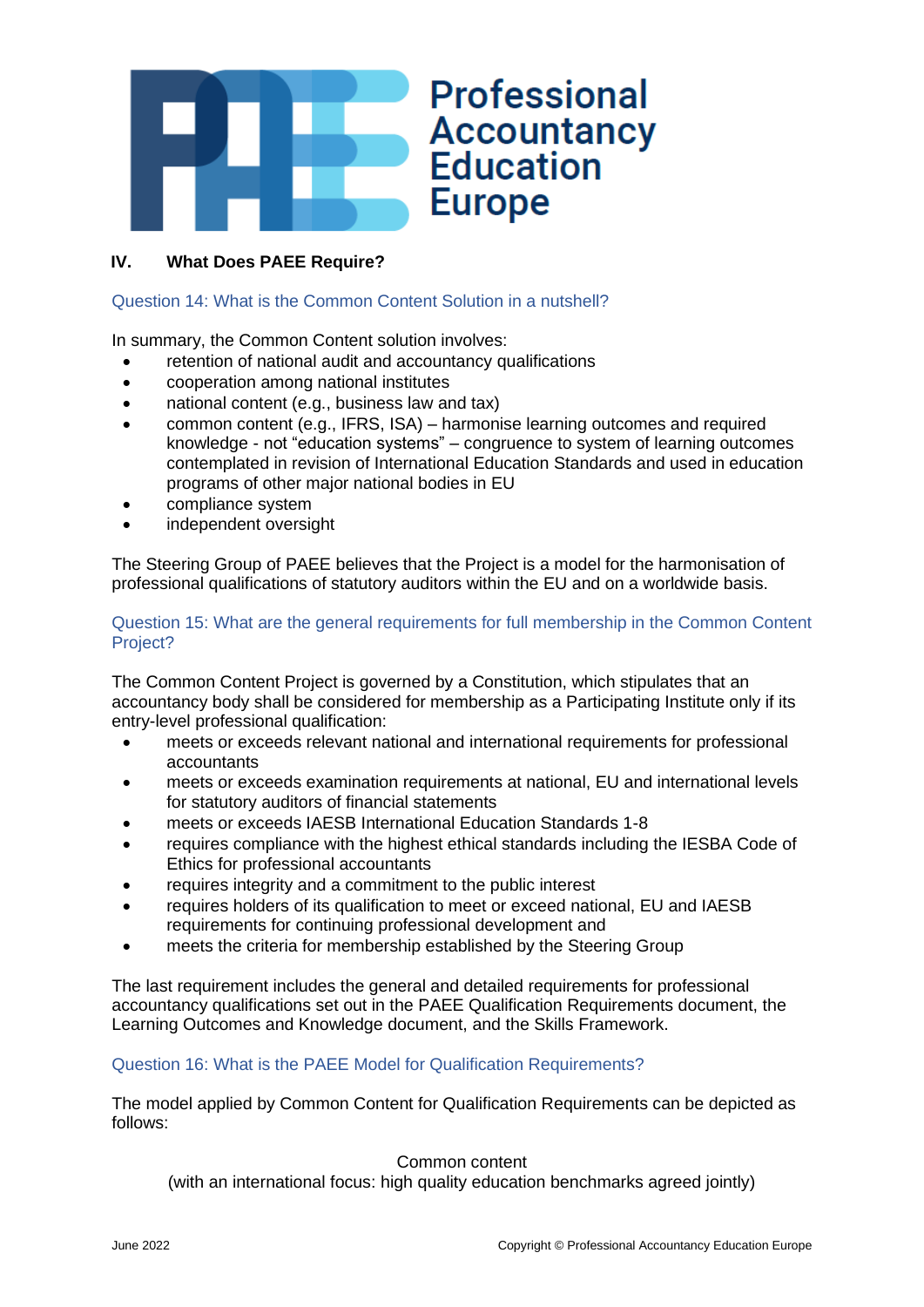## IV. What Does PAEE Require?

### Question 14: What is the Common Content Solution in a nutshell?

In summary, the Common Content solution involves:

- retention of national audit and accountancy qualifications
- cooperation among national institutes
- national content (e.g., business law and tax)
- common content (e.g., IFRS, ISA) – harmonise learning outcomes and required knowledge - not "education systems" – congruence to system of learning outcomes contemplated in revision of International Education Standards and used in education programs of other major national bodies in EU
- compliance system
- independent oversight

The Steering Group of PAEE believes that the Project is a model for the harmonisation of professional qualifications of statutory auditors within the EU and on a worldwide basis.

### Question 15: What are the general requirements for full membership in the Common Content Project?

The Common Content Project is governed by a Constitution, which stipulates that an accountancy body shall be considered for membership as a Participating Institute only if its entry-level professional qualification:

- meets or exceeds relevant national and international requirements for professional accountants
- meets or exceeds examination requirements at national, EU and international levels for statutory auditors of financial statements
- meets or exceeds IAESB International Education Standards 1-8
- requires compliance with the highest ethical standards including the IESBA Code of Ethics for professional accountants
- requires integrity and a commitment to the public interest
- requires holders of its qualification to meet or exceed national, EU and IAESB requirements for continuing professional development and
- meets the criteria for membership established by the Steering Group

The last requirement includes the general and detailed requirements for professional accountancy qualifications set out in the PAEE Qualification Requirements document, the Learning Outcomes and Knowledge document, and the Skills Framework.

### Question 16: What is the PAEE Model for Qualification Requirements?

The model applied by Common Content for Qualification Requirements can be depicted as follows:

Common content
(with an international focus: high quality education benchmarks agreed jointly)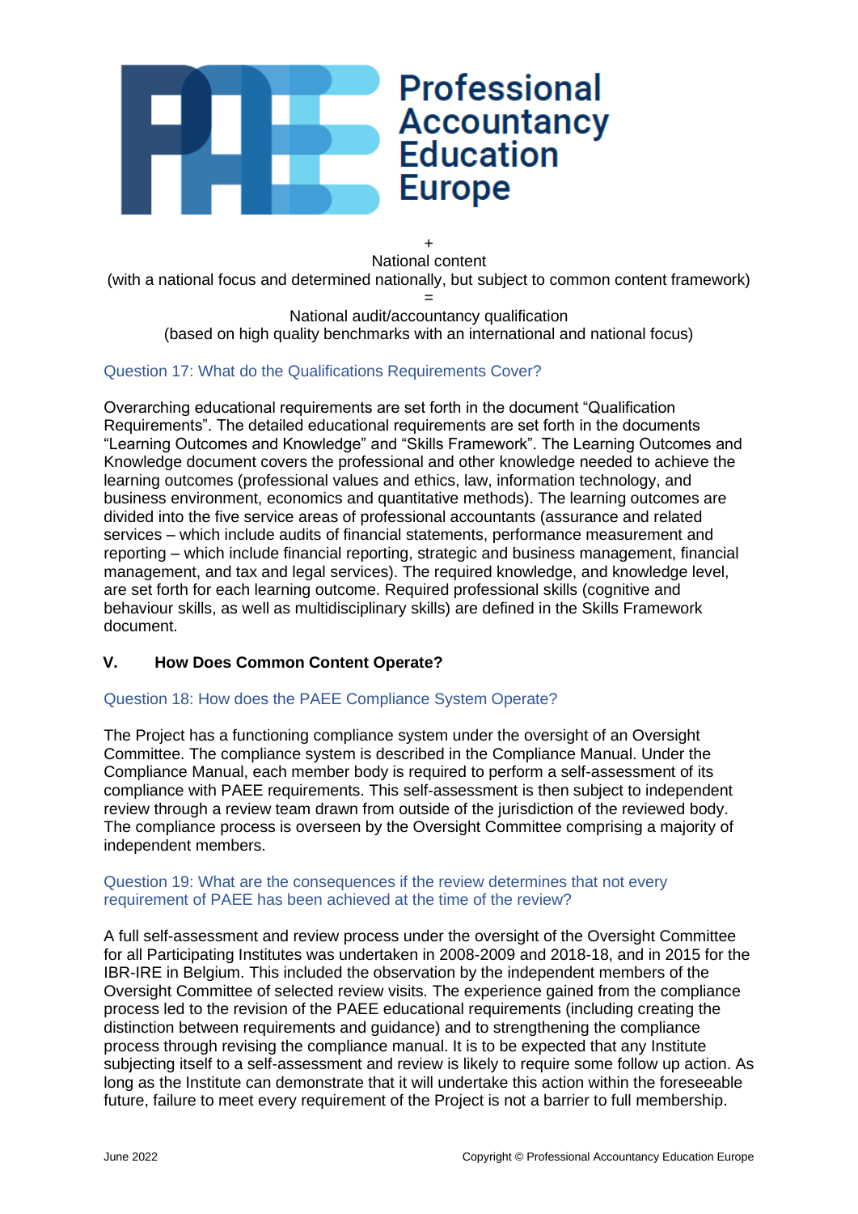+

National content
(with a national focus and determined nationally, but subject to common content framework)

=

National audit/accountancy qualification
(based on high quality benchmarks with an international and national focus)

### Question 17: What do the Qualifications Requirements Cover?

Overarching educational requirements are set forth in the document "Qualification Requirements". The detailed educational requirements are set forth in the documents "Learning Outcomes and Knowledge" and "Skills Framework". The Learning Outcomes and Knowledge document covers the professional and other knowledge needed to achieve the learning outcomes (professional values and ethics, law, information technology, and business environment, economics and quantitative methods). The learning outcomes are divided into the five service areas of professional accountants (assurance and related services – which include audits of financial statements, performance measurement and reporting – which include financial reporting, strategic and business management, financial management, and tax and legal services). The required knowledge, and knowledge level, are set forth for each learning outcome. Required professional skills (cognitive and behaviour skills, as well as multidisciplinary skills) are defined in the Skills Framework document.

## V. How Does Common Content Operate?

### Question 18: How does the PAEE Compliance System Operate?

The Project has a functioning compliance system under the oversight of an Oversight Committee. The compliance system is described in the Compliance Manual. Under the Compliance Manual, each member body is required to perform a self-assessment of its compliance with PAEE requirements. This self-assessment is then subject to independent review through a review team drawn from outside of the jurisdiction of the reviewed body. The compliance process is overseen by the Oversight Committee comprising a majority of independent members.

### Question 19: What are the consequences if the review determines that not every requirement of PAEE has been achieved at the time of the review?

A full self-assessment and review process under the oversight of the Oversight Committee for all Participating Institutes was undertaken in 2008-2009 and 2018-18, and in 2015 for the IBR-IRE in Belgium. This included the observation by the independent members of the Oversight Committee of selected review visits. The experience gained from the compliance process led to the revision of the PAEE educational requirements (including creating the distinction between requirements and guidance) and to strengthening the compliance process through revising the compliance manual. It is to be expected that any Institute subjecting itself to a self-assessment and review is likely to require some follow up action. As long as the Institute can demonstrate that it will undertake this action within the foreseeable future, failure to meet every requirement of the Project is not a barrier to full membership.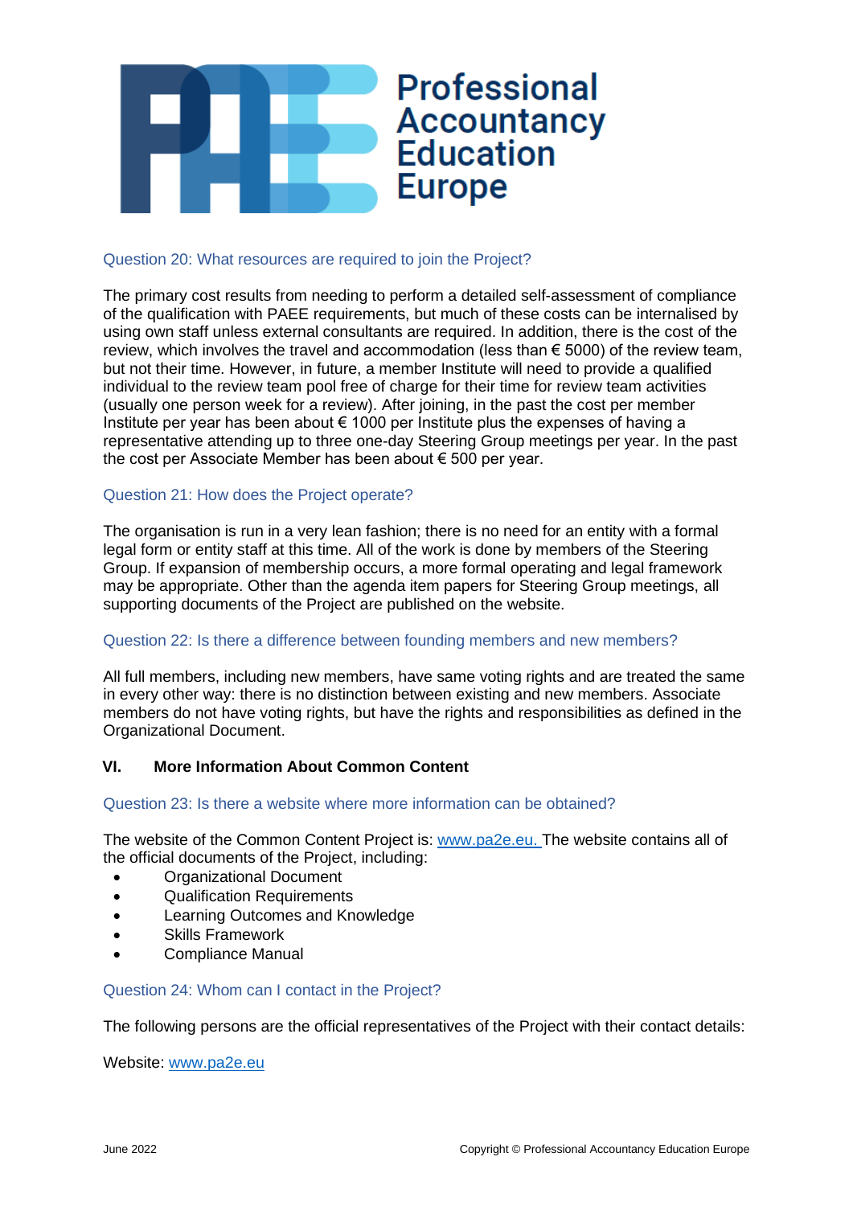### Question 20: What resources are required to join the Project?

The primary cost results from needing to perform a detailed self-assessment of compliance of the qualification with PAEE requirements, but much of these costs can be internalised by using own staff unless external consultants are required. In addition, there is the cost of the review, which involves the travel and accommodation (less than € 5000) of the review team, but not their time. However, in future, a member Institute will need to provide a qualified individual to the review team pool free of charge for their time for review team activities (usually one person week for a review). After joining, in the past the cost per member Institute per year has been about € 1000 per Institute plus the expenses of having a representative attending up to three one-day Steering Group meetings per year. In the past the cost per Associate Member has been about € 500 per year.

### Question 21: How does the Project operate?

The organisation is run in a very lean fashion; there is no need for an entity with a formal legal form or entity staff at this time. All of the work is done by members of the Steering Group. If expansion of membership occurs, a more formal operating and legal framework may be appropriate. Other than the agenda item papers for Steering Group meetings, all supporting documents of the Project are published on the website.

### Question 22: Is there a difference between founding members and new members?

All full members, including new members, have same voting rights and are treated the same in every other way: there is no distinction between existing and new members. Associate members do not have voting rights, but have the rights and responsibilities as defined in the Organizational Document.

## VI. More Information About Common Content

### Question 23: Is there a website where more information can be obtained?

The website of the Common Content Project is: www.pa2e.eu. The website contains all of the official documents of the Project, including:

- Organizational Document
- Qualification Requirements
- Learning Outcomes and Knowledge
- Skills Framework
- Compliance Manual

### Question 24: Whom can I contact in the Project?

The following persons are the official representatives of the Project with their contact details:

Website: www.pa2e.eu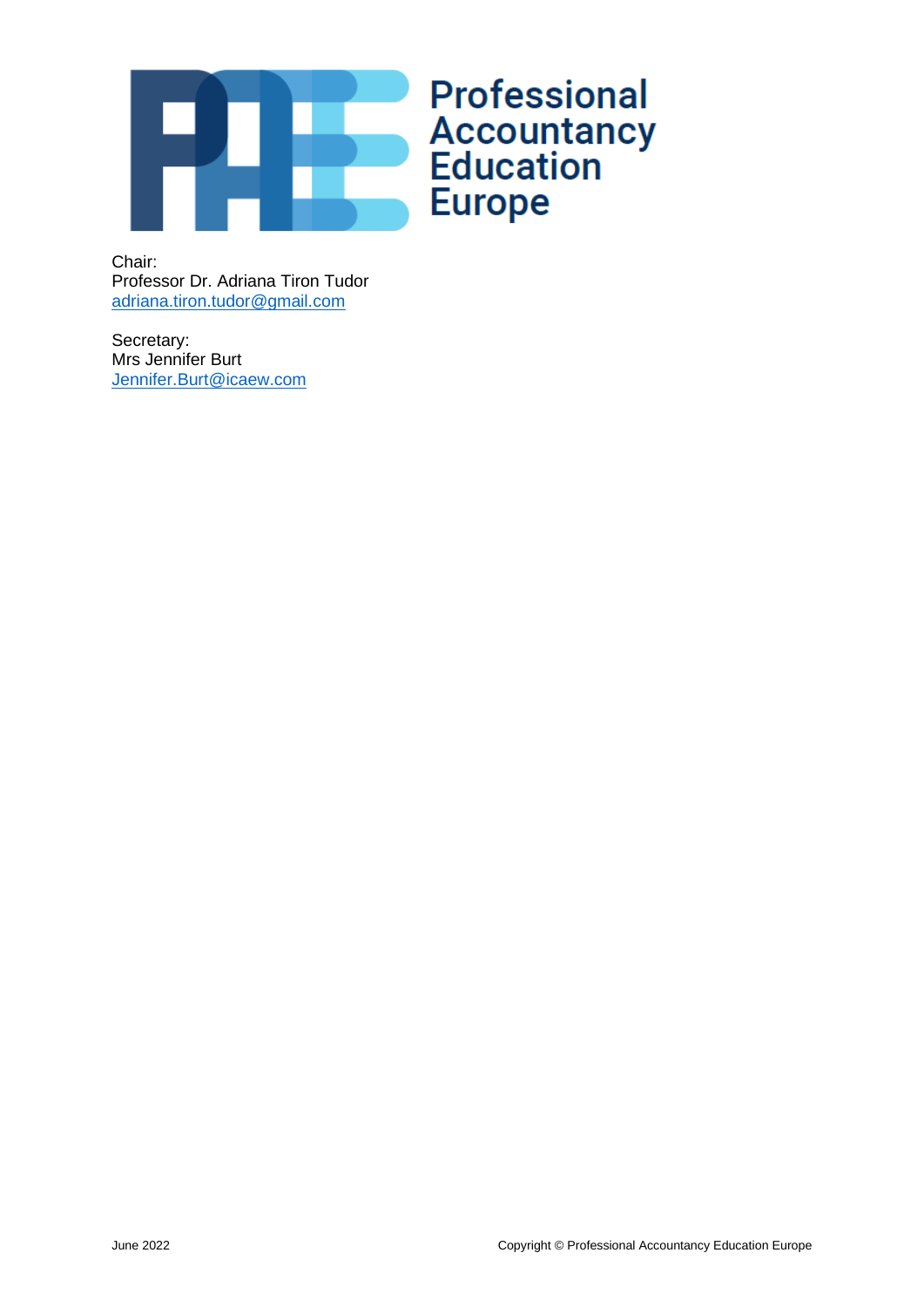Professional Accountancy Education Europe

Chair:
Professor Dr. Adriana Tiron Tudor
adriana.tiron.tudor@gmail.com

Secretary:
Mrs Jennifer Burt
Jennifer.Burt@icaew.com

June 2022

Copyright © Professional Accountancy Education Europe